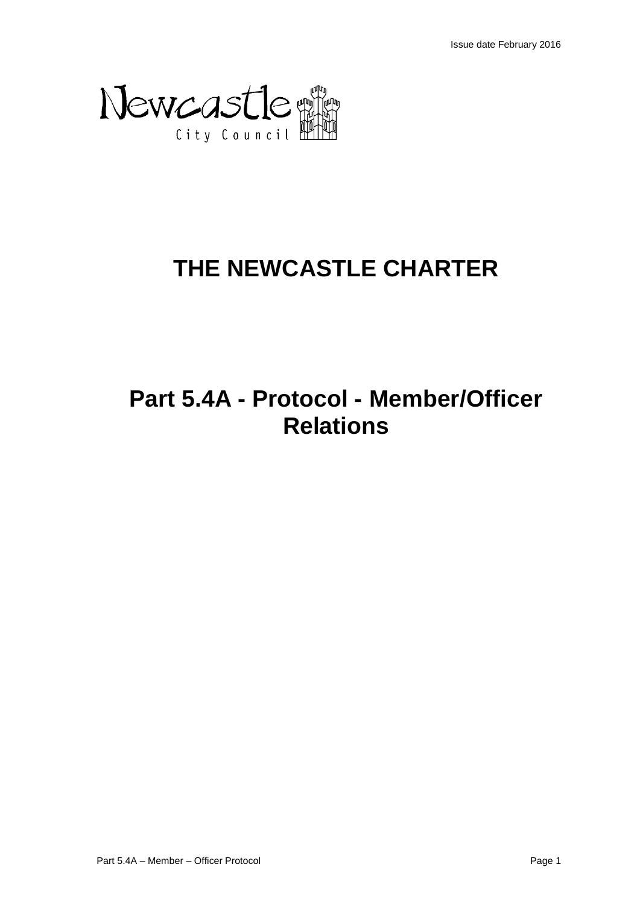Issue date February 2016

Newcastle City Council

# THE NEWCASTLE CHARTER

# Part 5.4A - Protocol - Member/Officer Relations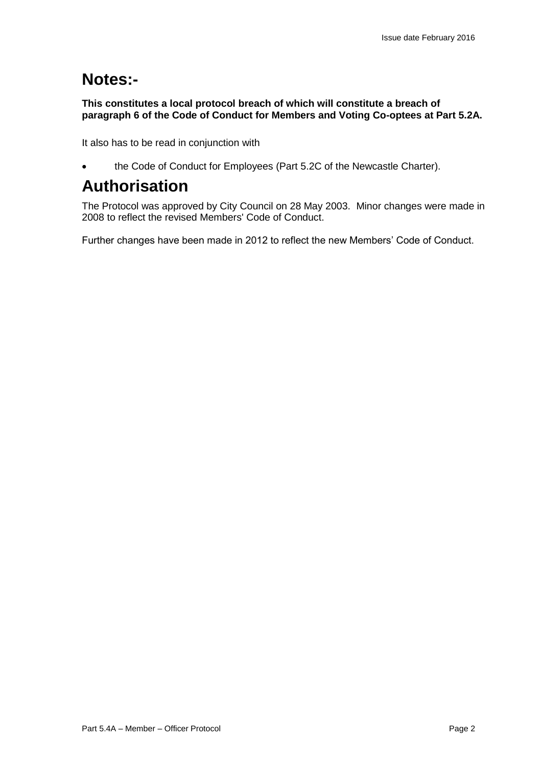# Notes:-

**This constitutes a local protocol breach of which will constitute a breach of paragraph 6 of the Code of Conduct for Members and Voting Co-optees at Part 5.2A.**

It also has to be read in conjunction with

- the Code of Conduct for Employees (Part 5.2C of the Newcastle Charter).

# Authorisation

The Protocol was approved by City Council on 28 May 2003. Minor changes were made in 2008 to reflect the revised Members' Code of Conduct.

Further changes have been made in 2012 to reflect the new Members' Code of Conduct.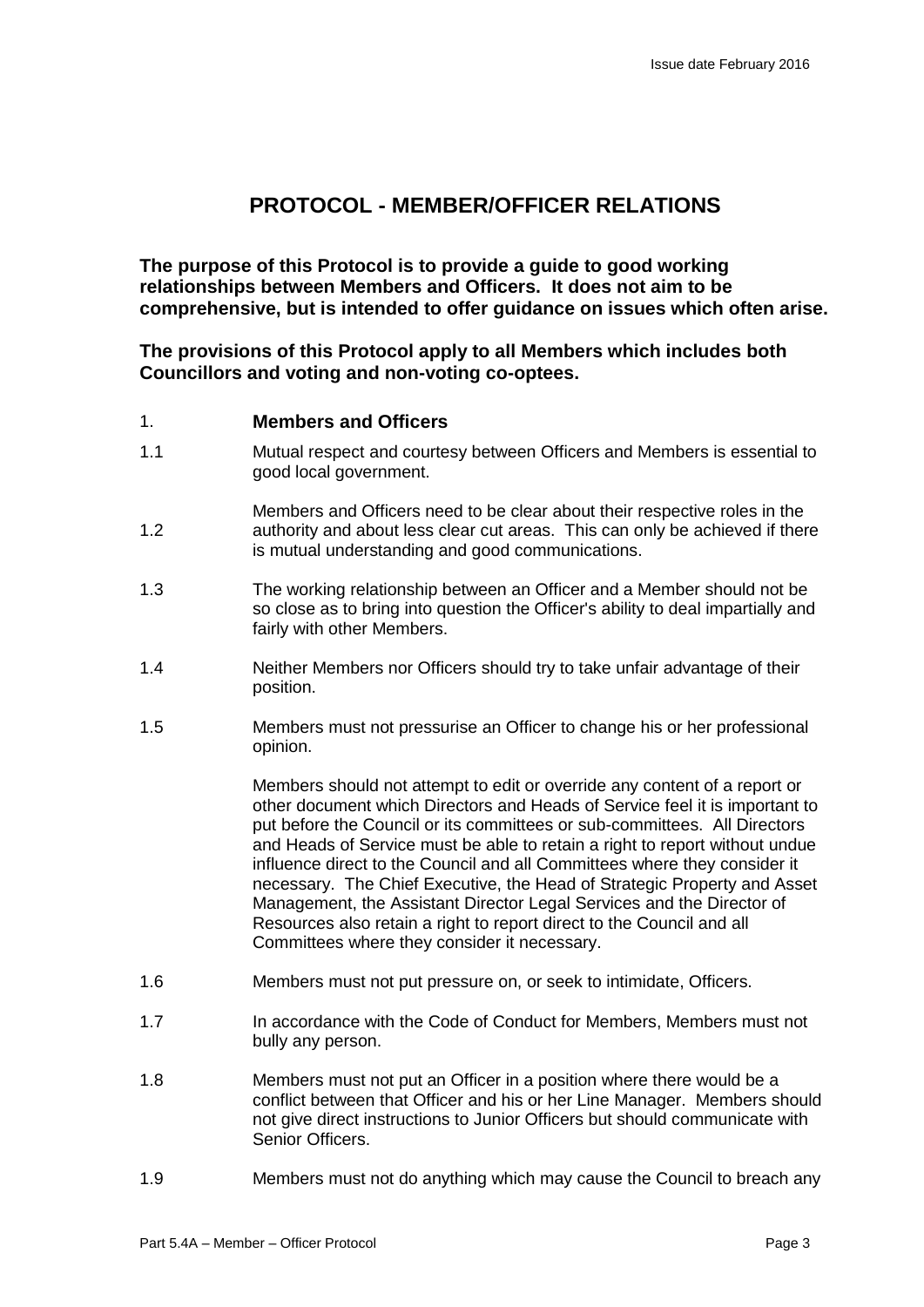# PROTOCOL - MEMBER/OFFICER RELATIONS

**The purpose of this Protocol is to provide a guide to good working relationships between Members and Officers. It does not aim to be comprehensive, but is intended to offer guidance on issues which often arise.**

**The provisions of this Protocol apply to all Members which includes both Councillors and voting and non-voting co-optees.**

## 1. Members and Officers

1.1 Mutual respect and courtesy between Officers and Members is essential to good local government.

1.2 Members and Officers need to be clear about their respective roles in the authority and about less clear cut areas. This can only be achieved if there is mutual understanding and good communications.

1.3 The working relationship between an Officer and a Member should not be so close as to bring into question the Officer's ability to deal impartially and fairly with other Members.

1.4 Neither Members nor Officers should try to take unfair advantage of their position.

1.5 Members must not pressurise an Officer to change his or her professional opinion.

Members should not attempt to edit or override any content of a report or other document which Directors and Heads of Service feel it is important to put before the Council or its committees or sub-committees. All Directors and Heads of Service must be able to retain a right to report without undue influence direct to the Council and all Committees where they consider it necessary. The Chief Executive, the Head of Strategic Property and Asset Management, the Assistant Director Legal Services and the Director of Resources also retain a right to report direct to the Council and all Committees where they consider it necessary.

1.6 Members must not put pressure on, or seek to intimidate, Officers.

1.7 In accordance with the Code of Conduct for Members, Members must not bully any person.

1.8 Members must not put an Officer in a position where there would be a conflict between that Officer and his or her Line Manager. Members should not give direct instructions to Junior Officers but should communicate with Senior Officers.

1.9 Members must not do anything which may cause the Council to breach any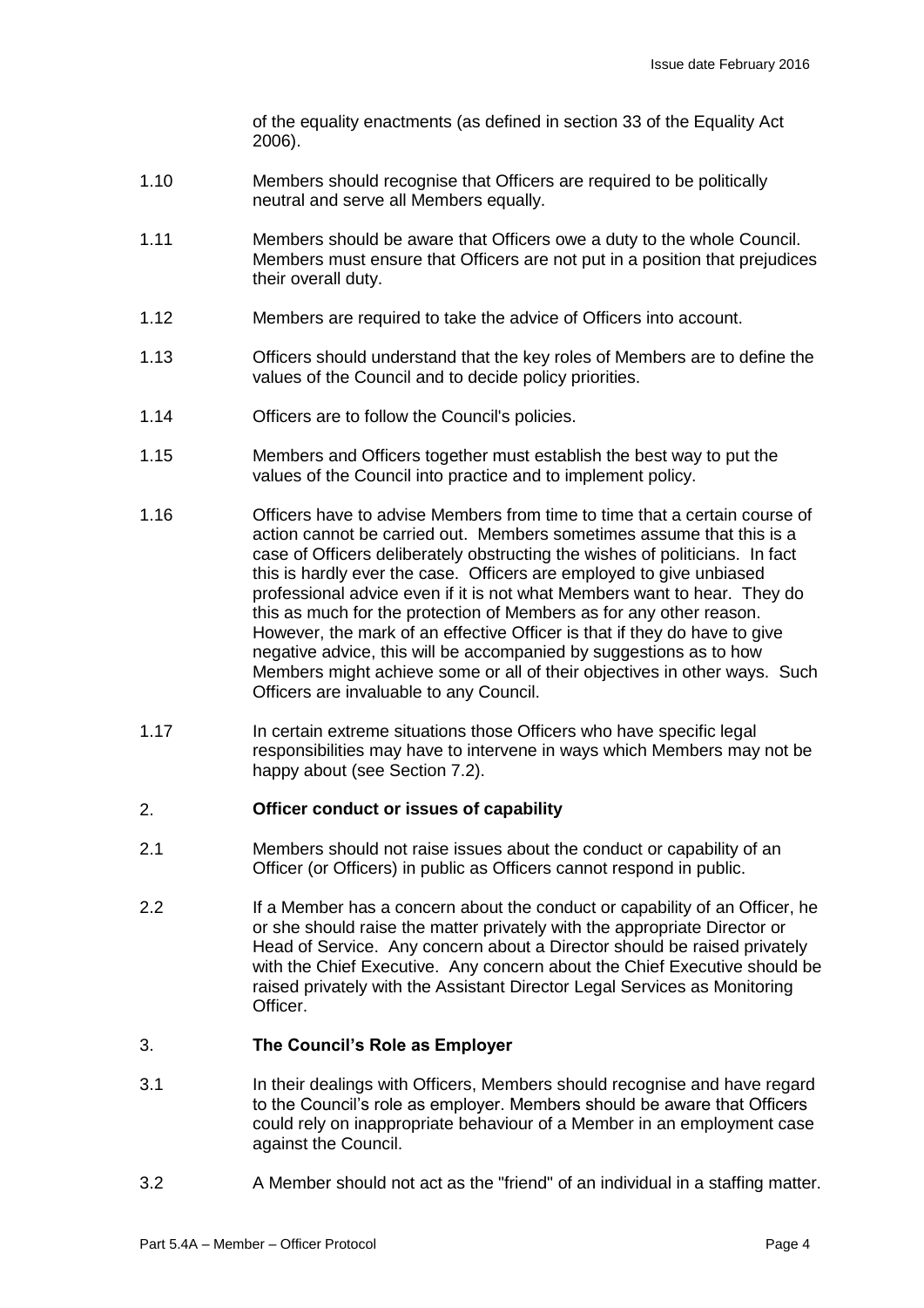of the equality enactments (as defined in section 33 of the Equality Act 2006).

1.10 Members should recognise that Officers are required to be politically neutral and serve all Members equally.

1.11 Members should be aware that Officers owe a duty to the whole Council. Members must ensure that Officers are not put in a position that prejudices their overall duty.

1.12 Members are required to take the advice of Officers into account.

1.13 Officers should understand that the key roles of Members are to define the values of the Council and to decide policy priorities.

1.14 Officers are to follow the Council's policies.

1.15 Members and Officers together must establish the best way to put the values of the Council into practice and to implement policy.

1.16 Officers have to advise Members from time to time that a certain course of action cannot be carried out. Members sometimes assume that this is a case of Officers deliberately obstructing the wishes of politicians. In fact this is hardly ever the case. Officers are employed to give unbiased professional advice even if it is not what Members want to hear. They do this as much for the protection of Members as for any other reason. However, the mark of an effective Officer is that if they do have to give negative advice, this will be accompanied by suggestions as to how Members might achieve some or all of their objectives in other ways. Such Officers are invaluable to any Council.

1.17 In certain extreme situations those Officers who have specific legal responsibilities may have to intervene in ways which Members may not be happy about (see Section 7.2).

## 2. Officer conduct or issues of capability

2.1 Members should not raise issues about the conduct or capability of an Officer (or Officers) in public as Officers cannot respond in public.

2.2 If a Member has a concern about the conduct or capability of an Officer, he or she should raise the matter privately with the appropriate Director or Head of Service. Any concern about a Director should be raised privately with the Chief Executive. Any concern about the Chief Executive should be raised privately with the Assistant Director Legal Services as Monitoring Officer.

## 3. The Council's Role as Employer

3.1 In their dealings with Officers, Members should recognise and have regard to the Council's role as employer. Members should be aware that Officers could rely on inappropriate behaviour of a Member in an employment case against the Council.

3.2 A Member should not act as the "friend" of an individual in a staffing matter.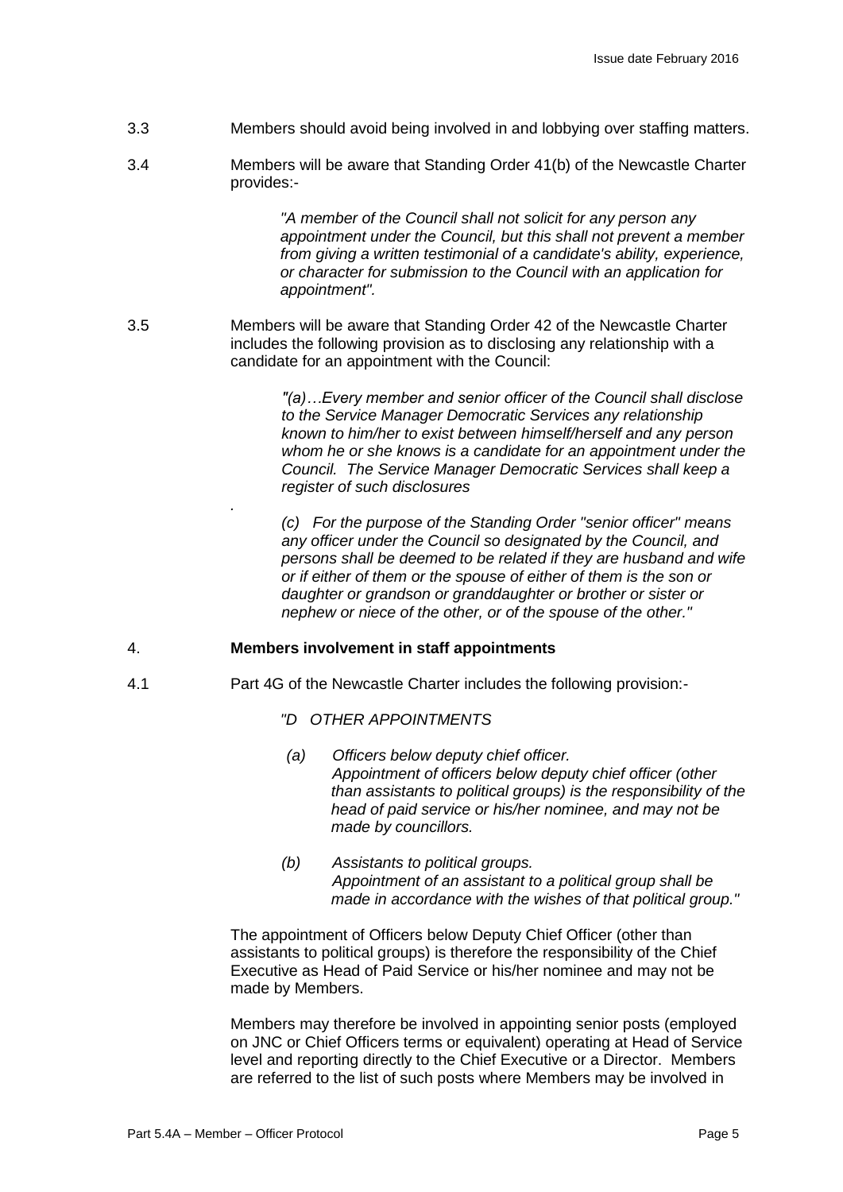3.3 Members should avoid being involved in and lobbying over staffing matters.

3.4 Members will be aware that Standing Order 41(b) of the Newcastle Charter provides:-

> *"A member of the Council shall not solicit for any person any appointment under the Council, but this shall not prevent a member from giving a written testimonial of a candidate's ability, experience, or character for submission to the Council with an application for appointment".*

3.5 Members will be aware that Standing Order 42 of the Newcastle Charter includes the following provision as to disclosing any relationship with a candidate for an appointment with the Council:

> *"(a)…Every member and senior officer of the Council shall disclose to the Service Manager Democratic Services any relationship known to him/her to exist between himself/herself and any person whom he or she knows is a candidate for an appointment under the Council. The Service Manager Democratic Services shall keep a register of such disclosures*
>
> .
>
> *(c) For the purpose of the Standing Order "senior officer" means any officer under the Council so designated by the Council, and persons shall be deemed to be related if they are husband and wife or if either of them or the spouse of either of them is the son or daughter or grandson or granddaughter or brother or sister or nephew or niece of the other, or of the spouse of the other."*

## 4. Members involvement in staff appointments

4.1 Part 4G of the Newcastle Charter includes the following provision:-

> *"D OTHER APPOINTMENTS*
>
> *(a) Officers below deputy chief officer.*
> *Appointment of officers below deputy chief officer (other than assistants to political groups) is the responsibility of the head of paid service or his/her nominee, and may not be made by councillors.*
>
> *(b) Assistants to political groups.*
> *Appointment of an assistant to a political group shall be made in accordance with the wishes of that political group."*

The appointment of Officers below Deputy Chief Officer (other than assistants to political groups) is therefore the responsibility of the Chief Executive as Head of Paid Service or his/her nominee and may not be made by Members.

Members may therefore be involved in appointing senior posts (employed on JNC or Chief Officers terms or equivalent) operating at Head of Service level and reporting directly to the Chief Executive or a Director. Members are referred to the list of such posts where Members may be involved in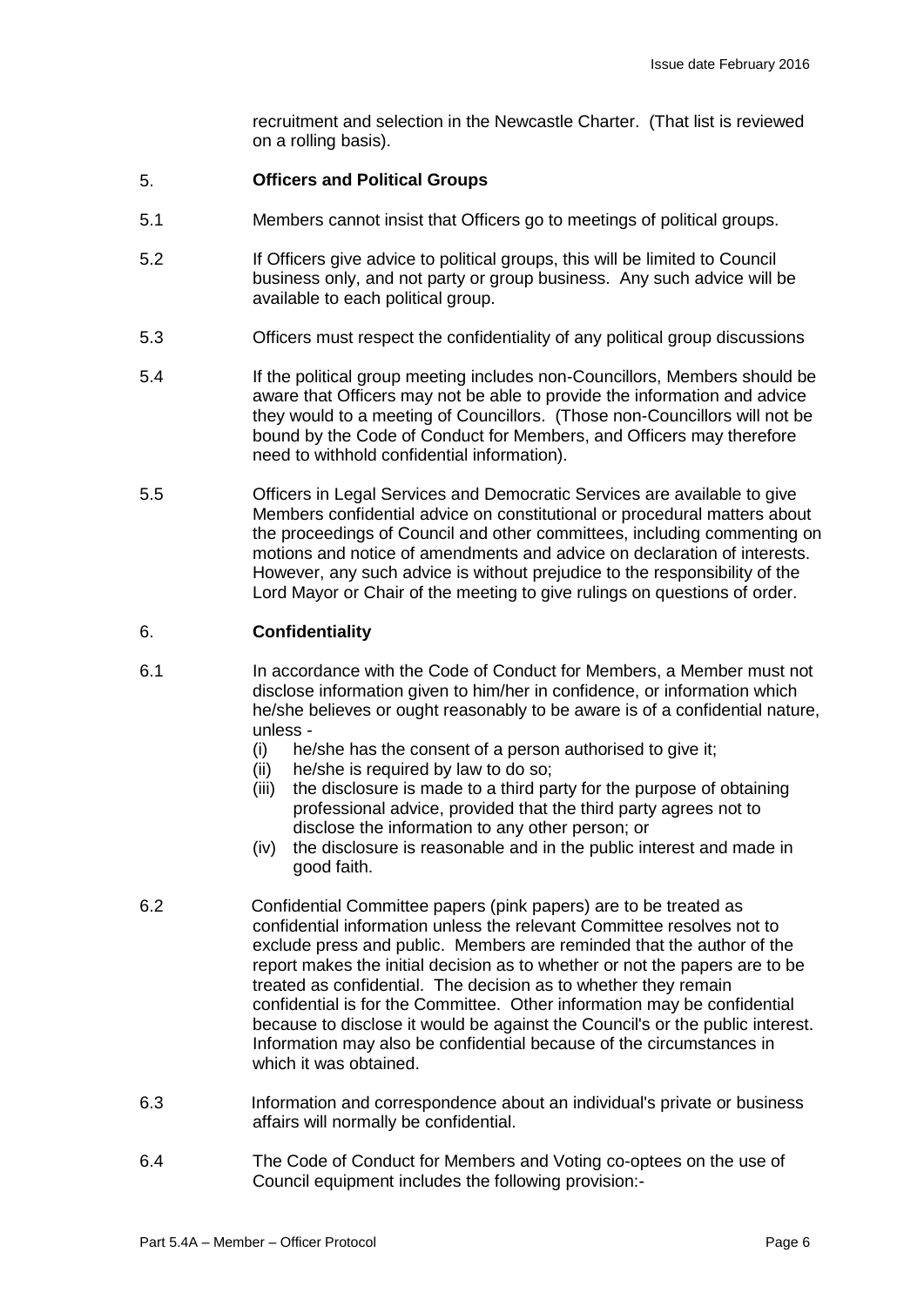recruitment and selection in the Newcastle Charter. (That list is reviewed on a rolling basis).

## 5. Officers and Political Groups

5.1 Members cannot insist that Officers go to meetings of political groups.

5.2 If Officers give advice to political groups, this will be limited to Council business only, and not party or group business. Any such advice will be available to each political group.

5.3 Officers must respect the confidentiality of any political group discussions

5.4 If the political group meeting includes non-Councillors, Members should be aware that Officers may not be able to provide the information and advice they would to a meeting of Councillors. (Those non-Councillors will not be bound by the Code of Conduct for Members, and Officers may therefore need to withhold confidential information).

5.5 Officers in Legal Services and Democratic Services are available to give Members confidential advice on constitutional or procedural matters about the proceedings of Council and other committees, including commenting on motions and notice of amendments and advice on declaration of interests. However, any such advice is without prejudice to the responsibility of the Lord Mayor or Chair of the meeting to give rulings on questions of order.

## 6. Confidentiality

6.1 In accordance with the Code of Conduct for Members, a Member must not disclose information given to him/her in confidence, or information which he/she believes or ought reasonably to be aware is of a confidential nature, unless -

- (i) he/she has the consent of a person authorised to give it;
- (ii) he/she is required by law to do so;
- (iii) the disclosure is made to a third party for the purpose of obtaining professional advice, provided that the third party agrees not to disclose the information to any other person; or
- (iv) the disclosure is reasonable and in the public interest and made in good faith.

6.2 Confidential Committee papers (pink papers) are to be treated as confidential information unless the relevant Committee resolves not to exclude press and public. Members are reminded that the author of the report makes the initial decision as to whether or not the papers are to be treated as confidential. The decision as to whether they remain confidential is for the Committee. Other information may be confidential because to disclose it would be against the Council's or the public interest. Information may also be confidential because of the circumstances in which it was obtained.

6.3 Information and correspondence about an individual's private or business affairs will normally be confidential.

6.4 The Code of Conduct for Members and Voting co-optees on the use of Council equipment includes the following provision:-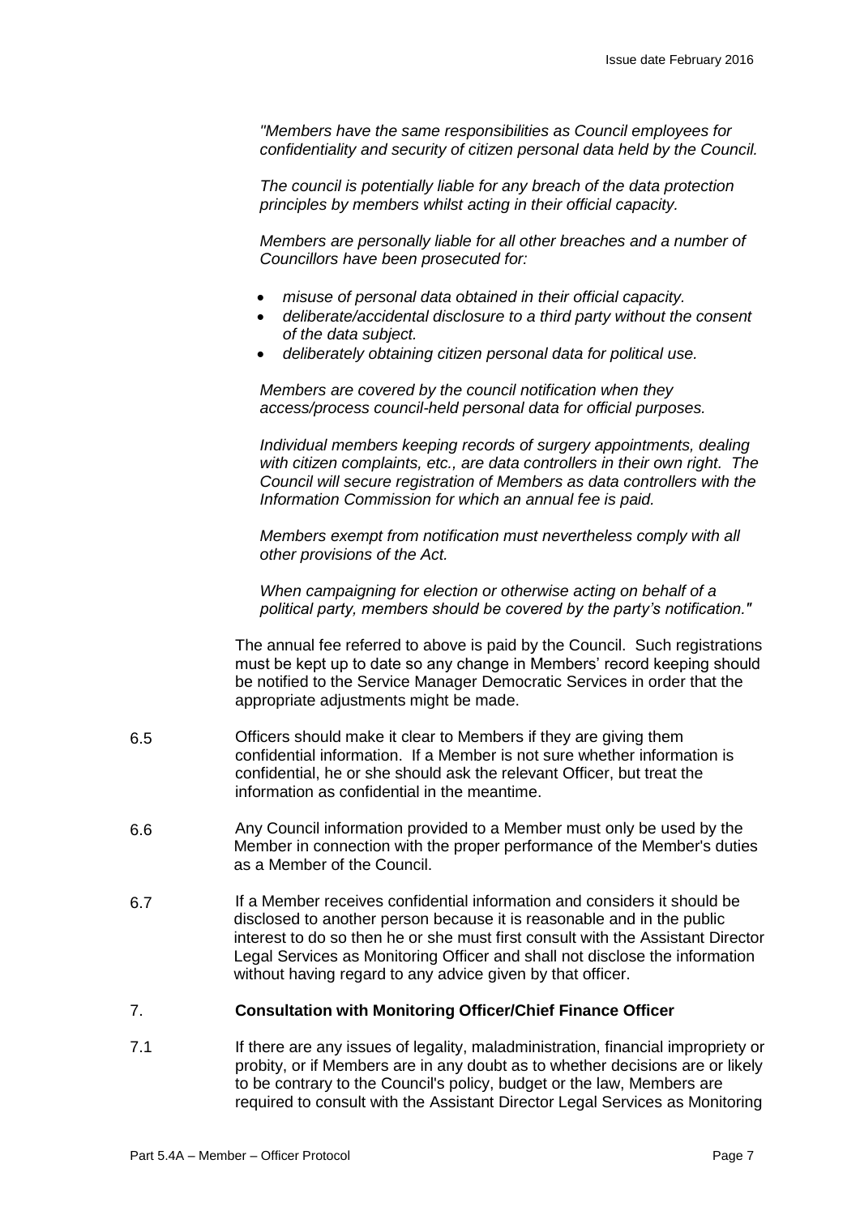*"Members have the same responsibilities as Council employees for confidentiality and security of citizen personal data held by the Council.*

*The council is potentially liable for any breach of the data protection principles by members whilst acting in their official capacity.*

*Members are personally liable for all other breaches and a number of Councillors have been prosecuted for:*

- *misuse of personal data obtained in their official capacity.*
- *deliberate/accidental disclosure to a third party without the consent of the data subject.*
- *deliberately obtaining citizen personal data for political use.*

*Members are covered by the council notification when they access/process council-held personal data for official purposes.*

*Individual members keeping records of surgery appointments, dealing with citizen complaints, etc., are data controllers in their own right. The Council will secure registration of Members as data controllers with the Information Commission for which an annual fee is paid.*

*Members exempt from notification must nevertheless comply with all other provisions of the Act.*

*When campaigning for election or otherwise acting on behalf of a political party, members should be covered by the party's notification."*

The annual fee referred to above is paid by the Council. Such registrations must be kept up to date so any change in Members' record keeping should be notified to the Service Manager Democratic Services in order that the appropriate adjustments might be made.

6.5 Officers should make it clear to Members if they are giving them confidential information. If a Member is not sure whether information is confidential, he or she should ask the relevant Officer, but treat the information as confidential in the meantime.

6.6 Any Council information provided to a Member must only be used by the Member in connection with the proper performance of the Member's duties as a Member of the Council.

6.7 If a Member receives confidential information and considers it should be disclosed to another person because it is reasonable and in the public interest to do so then he or she must first consult with the Assistant Director Legal Services as Monitoring Officer and shall not disclose the information without having regard to any advice given by that officer.

## 7. Consultation with Monitoring Officer/Chief Finance Officer

7.1 If there are any issues of legality, maladministration, financial impropriety or probity, or if Members are in any doubt as to whether decisions are or likely to be contrary to the Council's policy, budget or the law, Members are required to consult with the Assistant Director Legal Services as Monitoring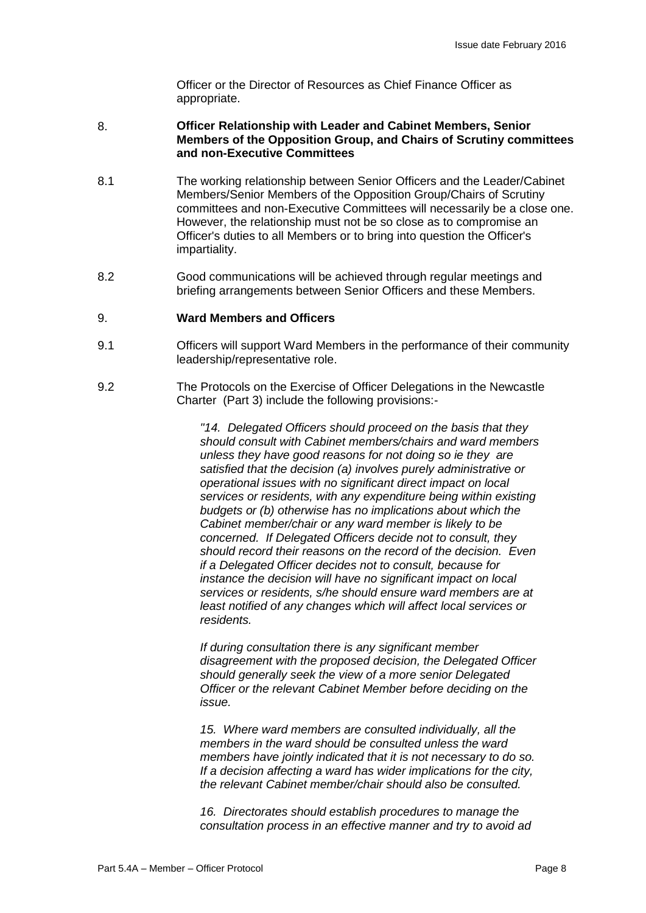Officer or the Director of Resources as Chief Finance Officer as appropriate.

## 8. Officer Relationship with Leader and Cabinet Members, Senior Members of the Opposition Group, and Chairs of Scrutiny committees and non-Executive Committees

8.1 The working relationship between Senior Officers and the Leader/Cabinet Members/Senior Members of the Opposition Group/Chairs of Scrutiny committees and non-Executive Committees will necessarily be a close one. However, the relationship must not be so close as to compromise an Officer's duties to all Members or to bring into question the Officer's impartiality.

8.2 Good communications will be achieved through regular meetings and briefing arrangements between Senior Officers and these Members.

## 9. Ward Members and Officers

9.1 Officers will support Ward Members in the performance of their community leadership/representative role.

9.2 The Protocols on the Exercise of Officer Delegations in the Newcastle Charter (Part 3) include the following provisions:-

> *"14. Delegated Officers should proceed on the basis that they should consult with Cabinet members/chairs and ward members unless they have good reasons for not doing so ie they are satisfied that the decision (a) involves purely administrative or operational issues with no significant direct impact on local services or residents, with any expenditure being within existing budgets or (b) otherwise has no implications about which the Cabinet member/chair or any ward member is likely to be concerned. If Delegated Officers decide not to consult, they should record their reasons on the record of the decision. Even if a Delegated Officer decides not to consult, because for instance the decision will have no significant impact on local services or residents, s/he should ensure ward members are at least notified of any changes which will affect local services or residents.*
>
> *If during consultation there is any significant member disagreement with the proposed decision, the Delegated Officer should generally seek the view of a more senior Delegated Officer or the relevant Cabinet Member before deciding on the issue.*
>
> *15. Where ward members are consulted individually, all the members in the ward should be consulted unless the ward members have jointly indicated that it is not necessary to do so. If a decision affecting a ward has wider implications for the city, the relevant Cabinet member/chair should also be consulted.*
>
> *16. Directorates should establish procedures to manage the consultation process in an effective manner and try to avoid ad*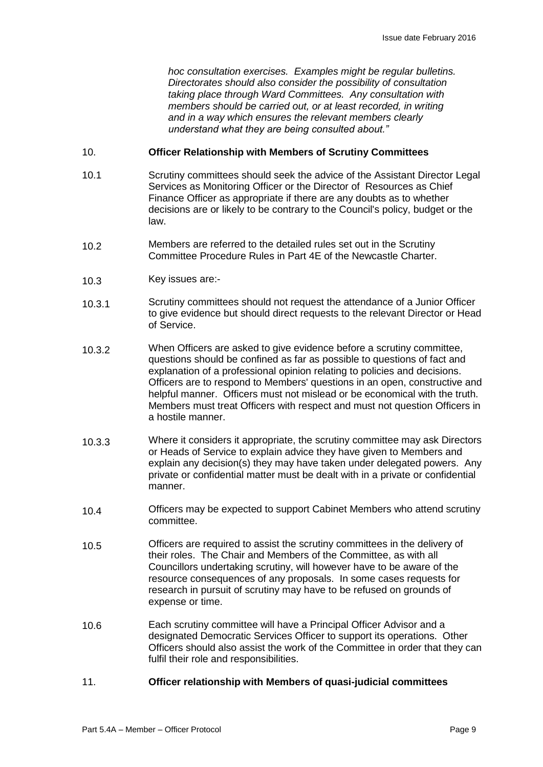*hoc consultation exercises. Examples might be regular bulletins. Directorates should also consider the possibility of consultation taking place through Ward Committees. Any consultation with members should be carried out, or at least recorded, in writing and in a way which ensures the relevant members clearly understand what they are being consulted about."*

## 10. Officer Relationship with Members of Scrutiny Committees

10.1 Scrutiny committees should seek the advice of the Assistant Director Legal Services as Monitoring Officer or the Director of Resources as Chief Finance Officer as appropriate if there are any doubts as to whether decisions are or likely to be contrary to the Council's policy, budget or the law.

10.2 Members are referred to the detailed rules set out in the Scrutiny Committee Procedure Rules in Part 4E of the Newcastle Charter.

10.3 Key issues are:-

10.3.1 Scrutiny committees should not request the attendance of a Junior Officer to give evidence but should direct requests to the relevant Director or Head of Service.

10.3.2 When Officers are asked to give evidence before a scrutiny committee, questions should be confined as far as possible to questions of fact and explanation of a professional opinion relating to policies and decisions. Officers are to respond to Members' questions in an open, constructive and helpful manner. Officers must not mislead or be economical with the truth. Members must treat Officers with respect and must not question Officers in a hostile manner.

10.3.3 Where it considers it appropriate, the scrutiny committee may ask Directors or Heads of Service to explain advice they have given to Members and explain any decision(s) they may have taken under delegated powers. Any private or confidential matter must be dealt with in a private or confidential manner.

10.4 Officers may be expected to support Cabinet Members who attend scrutiny committee.

10.5 Officers are required to assist the scrutiny committees in the delivery of their roles. The Chair and Members of the Committee, as with all Councillors undertaking scrutiny, will however have to be aware of the resource consequences of any proposals. In some cases requests for research in pursuit of scrutiny may have to be refused on grounds of expense or time.

10.6 Each scrutiny committee will have a Principal Officer Advisor and a designated Democratic Services Officer to support its operations. Other Officers should also assist the work of the Committee in order that they can fulfil their role and responsibilities.

## 11. Officer relationship with Members of quasi-judicial committees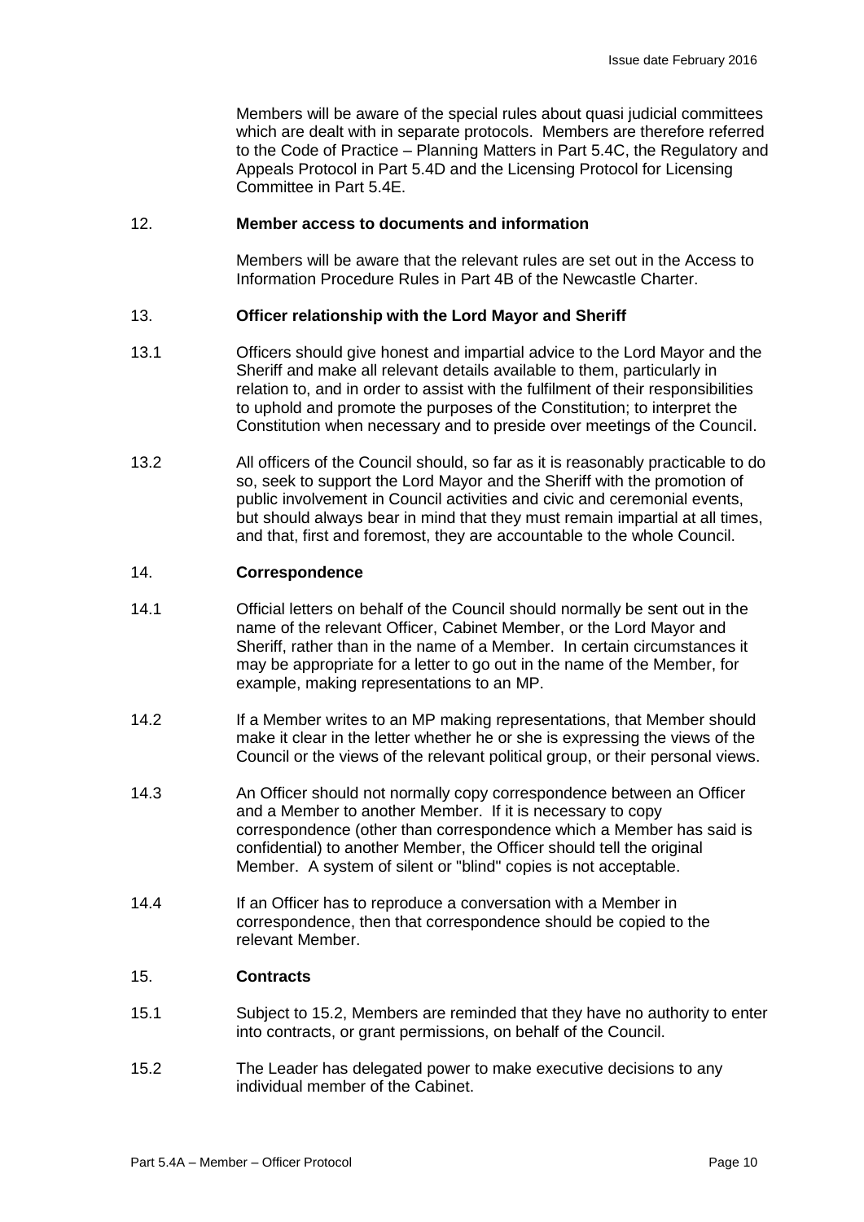Members will be aware of the special rules about quasi judicial committees which are dealt with in separate protocols. Members are therefore referred to the Code of Practice – Planning Matters in Part 5.4C, the Regulatory and Appeals Protocol in Part 5.4D and the Licensing Protocol for Licensing Committee in Part 5.4E.

## 12. Member access to documents and information

Members will be aware that the relevant rules are set out in the Access to Information Procedure Rules in Part 4B of the Newcastle Charter.

## 13. Officer relationship with the Lord Mayor and Sheriff

13.1 Officers should give honest and impartial advice to the Lord Mayor and the Sheriff and make all relevant details available to them, particularly in relation to, and in order to assist with the fulfilment of their responsibilities to uphold and promote the purposes of the Constitution; to interpret the Constitution when necessary and to preside over meetings of the Council.

13.2 All officers of the Council should, so far as it is reasonably practicable to do so, seek to support the Lord Mayor and the Sheriff with the promotion of public involvement in Council activities and civic and ceremonial events, but should always bear in mind that they must remain impartial at all times, and that, first and foremost, they are accountable to the whole Council.

## 14. Correspondence

14.1 Official letters on behalf of the Council should normally be sent out in the name of the relevant Officer, Cabinet Member, or the Lord Mayor and Sheriff, rather than in the name of a Member. In certain circumstances it may be appropriate for a letter to go out in the name of the Member, for example, making representations to an MP.

14.2 If a Member writes to an MP making representations, that Member should make it clear in the letter whether he or she is expressing the views of the Council or the views of the relevant political group, or their personal views.

14.3 An Officer should not normally copy correspondence between an Officer and a Member to another Member. If it is necessary to copy correspondence (other than correspondence which a Member has said is confidential) to another Member, the Officer should tell the original Member. A system of silent or "blind" copies is not acceptable.

14.4 If an Officer has to reproduce a conversation with a Member in correspondence, then that correspondence should be copied to the relevant Member.

## 15. Contracts

15.1 Subject to 15.2, Members are reminded that they have no authority to enter into contracts, or grant permissions, on behalf of the Council.

15.2 The Leader has delegated power to make executive decisions to any individual member of the Cabinet.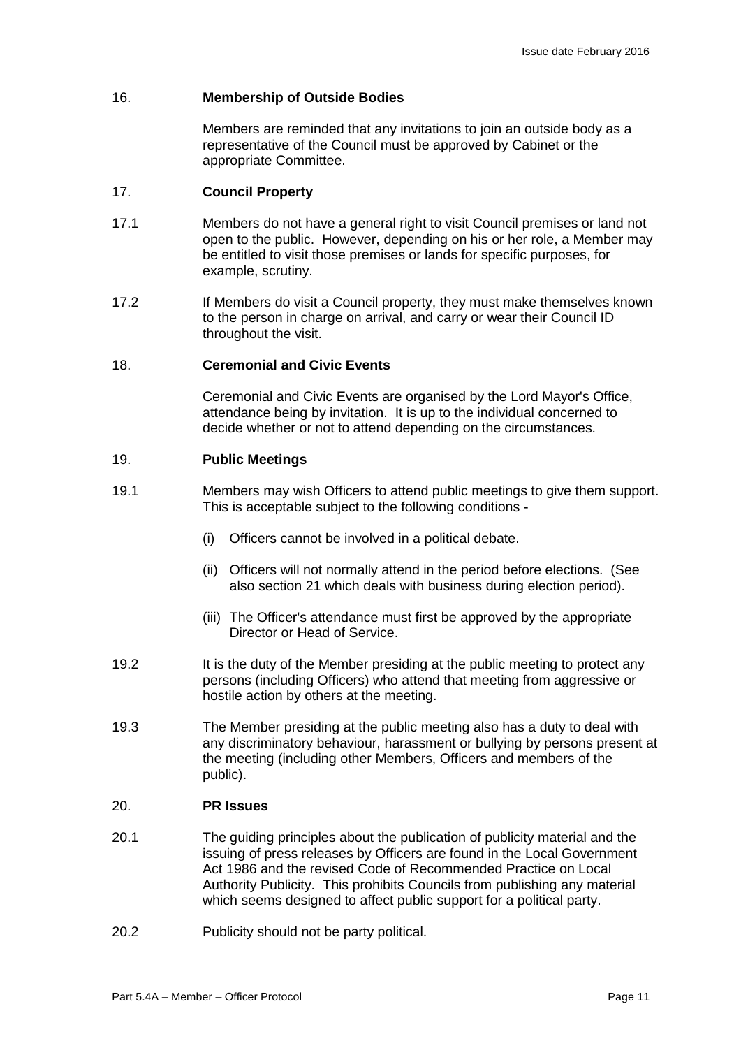## 16. Membership of Outside Bodies

Members are reminded that any invitations to join an outside body as a representative of the Council must be approved by Cabinet or the appropriate Committee.

## 17. Council Property

17.1 Members do not have a general right to visit Council premises or land not open to the public. However, depending on his or her role, a Member may be entitled to visit those premises or lands for specific purposes, for example, scrutiny.

17.2 If Members do visit a Council property, they must make themselves known to the person in charge on arrival, and carry or wear their Council ID throughout the visit.

## 18. Ceremonial and Civic Events

Ceremonial and Civic Events are organised by the Lord Mayor's Office, attendance being by invitation. It is up to the individual concerned to decide whether or not to attend depending on the circumstances.

## 19. Public Meetings

19.1 Members may wish Officers to attend public meetings to give them support. This is acceptable subject to the following conditions -

- (i) Officers cannot be involved in a political debate.
- (ii) Officers will not normally attend in the period before elections. (See also section 21 which deals with business during election period).
- (iii) The Officer's attendance must first be approved by the appropriate Director or Head of Service.

19.2 It is the duty of the Member presiding at the public meeting to protect any persons (including Officers) who attend that meeting from aggressive or hostile action by others at the meeting.

19.3 The Member presiding at the public meeting also has a duty to deal with any discriminatory behaviour, harassment or bullying by persons present at the meeting (including other Members, Officers and members of the public).

## 20. PR Issues

20.1 The guiding principles about the publication of publicity material and the issuing of press releases by Officers are found in the Local Government Act 1986 and the revised Code of Recommended Practice on Local Authority Publicity. This prohibits Councils from publishing any material which seems designed to affect public support for a political party.

20.2 Publicity should not be party political.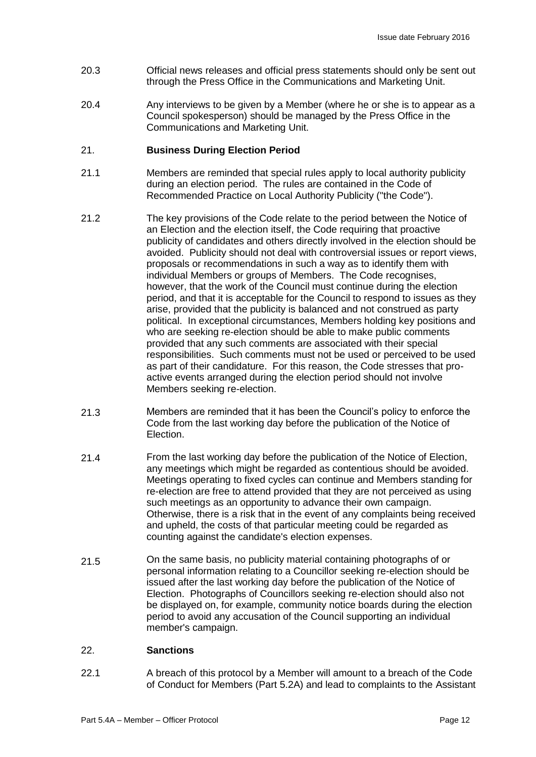20.3 Official news releases and official press statements should only be sent out through the Press Office in the Communications and Marketing Unit.

20.4 Any interviews to be given by a Member (where he or she is to appear as a Council spokesperson) should be managed by the Press Office in the Communications and Marketing Unit.

## 21. Business During Election Period

21.1 Members are reminded that special rules apply to local authority publicity during an election period. The rules are contained in the Code of Recommended Practice on Local Authority Publicity ("the Code").

21.2 The key provisions of the Code relate to the period between the Notice of an Election and the election itself, the Code requiring that proactive publicity of candidates and others directly involved in the election should be avoided. Publicity should not deal with controversial issues or report views, proposals or recommendations in such a way as to identify them with individual Members or groups of Members. The Code recognises, however, that the work of the Council must continue during the election period, and that it is acceptable for the Council to respond to issues as they arise, provided that the publicity is balanced and not construed as party political. In exceptional circumstances, Members holding key positions and who are seeking re-election should be able to make public comments provided that any such comments are associated with their special responsibilities. Such comments must not be used or perceived to be used as part of their candidature. For this reason, the Code stresses that pro-active events arranged during the election period should not involve Members seeking re-election.

21.3 Members are reminded that it has been the Council's policy to enforce the Code from the last working day before the publication of the Notice of Election.

21.4 From the last working day before the publication of the Notice of Election, any meetings which might be regarded as contentious should be avoided. Meetings operating to fixed cycles can continue and Members standing for re-election are free to attend provided that they are not perceived as using such meetings as an opportunity to advance their own campaign. Otherwise, there is a risk that in the event of any complaints being received and upheld, the costs of that particular meeting could be regarded as counting against the candidate's election expenses.

21.5 On the same basis, no publicity material containing photographs of or personal information relating to a Councillor seeking re-election should be issued after the last working day before the publication of the Notice of Election. Photographs of Councillors seeking re-election should also not be displayed on, for example, community notice boards during the election period to avoid any accusation of the Council supporting an individual member's campaign.

## 22. Sanctions

22.1 A breach of this protocol by a Member will amount to a breach of the Code of Conduct for Members (Part 5.2A) and lead to complaints to the Assistant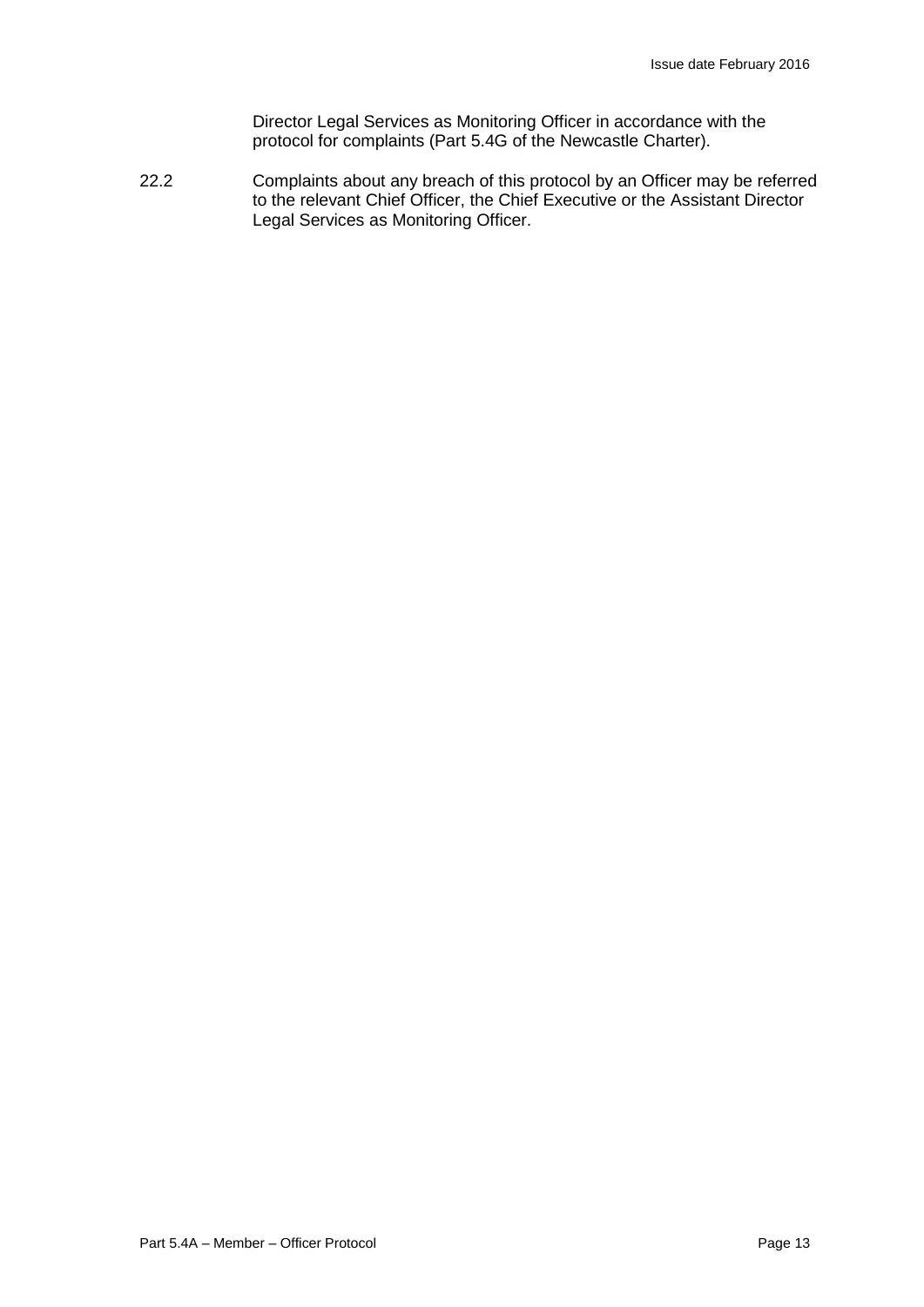Director Legal Services as Monitoring Officer in accordance with the protocol for complaints (Part 5.4G of the Newcastle Charter).

22.2 Complaints about any breach of this protocol by an Officer may be referred to the relevant Chief Officer, the Chief Executive or the Assistant Director Legal Services as Monitoring Officer.